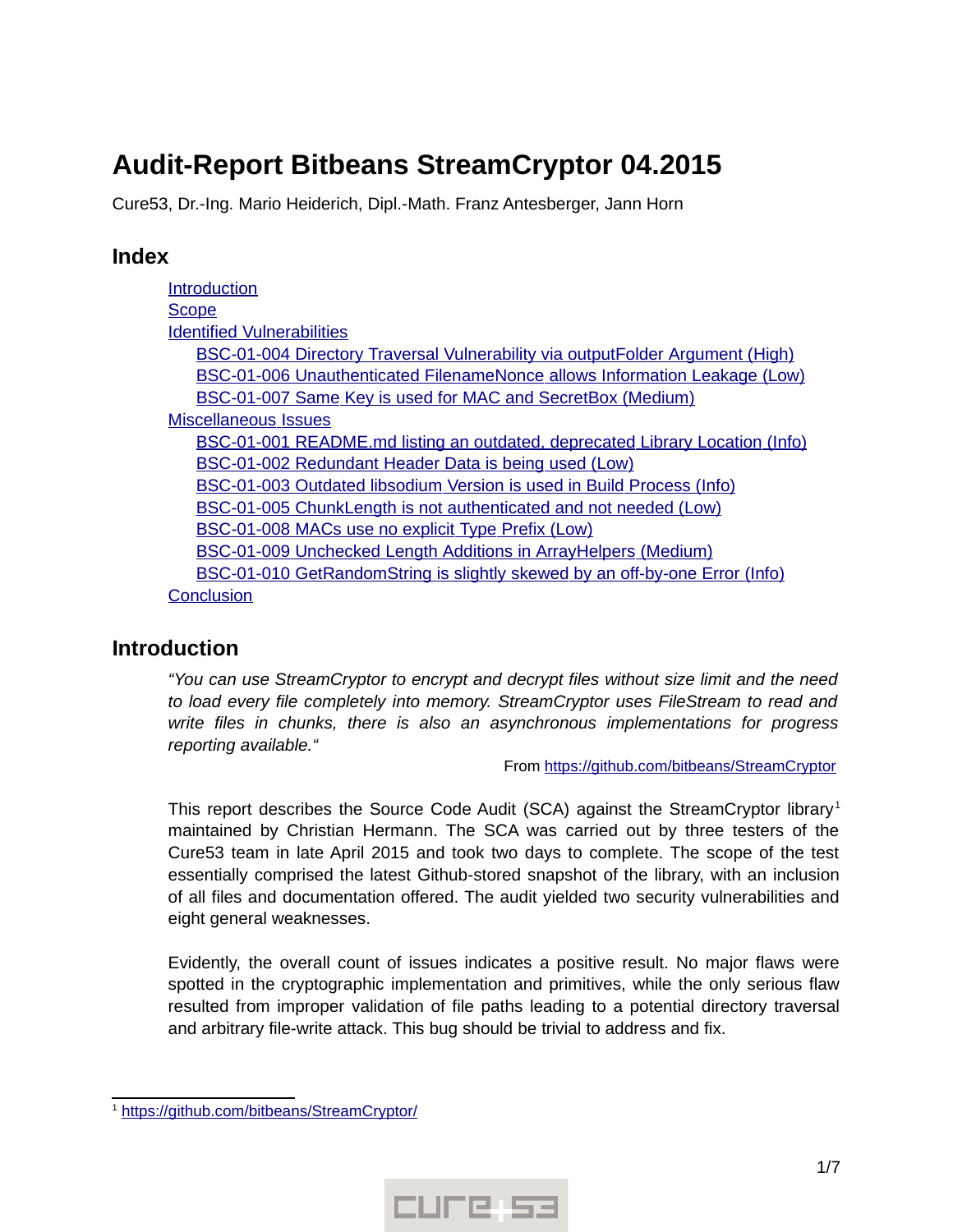# Audit-Report Bitbeans StreamCryptor 04.2015

Cure53, Dr.-Ing. Mario Heiderich, Dipl.-Math. Franz Antesberger, Jann Horn

## Index

- Introduction
- Scope
- Identified Vulnerabilities
  - BSC-01-004 Directory Traversal Vulnerability via outputFolder Argument (High)
  - BSC-01-006 Unauthenticated FilenameNonce allows Information Leakage (Low)
  - BSC-01-007 Same Key is used for MAC and SecretBox (Medium)
- Miscellaneous Issues
  - BSC-01-001 README.md listing an outdated, deprecated Library Location (Info)
  - BSC-01-002 Redundant Header Data is being used (Low)
  - BSC-01-003 Outdated libsodium Version is used in Build Process (Info)
  - BSC-01-005 ChunkLength is not authenticated and not needed (Low)
  - BSC-01-008 MACs use no explicit Type Prefix (Low)
  - BSC-01-009 Unchecked Length Additions in ArrayHelpers (Medium)
  - BSC-01-010 GetRandomString is slightly skewed by an off-by-one Error (Info)
- Conclusion

## Introduction

> *"You can use StreamCryptor to encrypt and decrypt files without size limit and the need to load every file completely into memory. StreamCryptor uses FileStream to read and write files in chunks, there is also an asynchronous implementations for progress reporting available."*
>
> From https://github.com/bitbeans/StreamCryptor

This report describes the Source Code Audit (SCA) against the StreamCryptor library[1] maintained by Christian Hermann. The SCA was carried out by three testers of the Cure53 team in late April 2015 and took two days to complete. The scope of the test essentially comprised the latest Github-stored snapshot of the library, with an inclusion of all files and documentation offered. The audit yielded two security vulnerabilities and eight general weaknesses.

Evidently, the overall count of issues indicates a positive result. No major flaws were spotted in the cryptographic implementation and primitives, while the only serious flaw resulted from improper validation of file paths leading to a potential directory traversal and arbitrary file-write attack. This bug should be trivial to address and fix.

[1] https://github.com/bitbeans/StreamCryptor/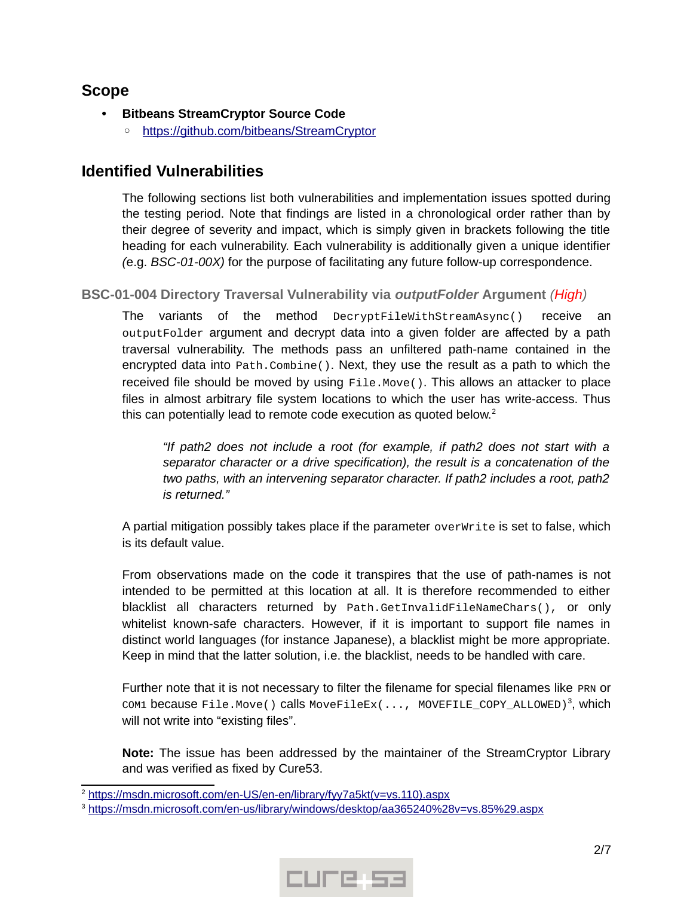## Scope

- **Bitbeans StreamCryptor Source Code**
  - https://github.com/bitbeans/StreamCryptor

## Identified Vulnerabilities

The following sections list both vulnerabilities and implementation issues spotted during the testing period. Note that findings are listed in a chronological order rather than by their degree of severity and impact, which is simply given in brackets following the title heading for each vulnerability. Each vulnerability is additionally given a unique identifier (e.g. *BSC-01-00X)* for the purpose of facilitating any future follow-up correspondence.

### BSC-01-004 Directory Traversal Vulnerability via *outputFolder* Argument *(High)*

The variants of the method `DecryptFileWithStreamAsync()` receive an `outputFolder` argument and decrypt data into a given folder are affected by a path traversal vulnerability. The methods pass an unfiltered path-name contained in the encrypted data into `Path.Combine()`. Next, they use the result as a path to which the received file should be moved by using `File.Move()`. This allows an attacker to place files in almost arbitrary file system locations to which the user has write-access. Thus this can potentially lead to remote code execution as quoted below.[2]

> *"If path2 does not include a root (for example, if path2 does not start with a separator character or a drive specification), the result is a concatenation of the two paths, with an intervening separator character. If path2 includes a root, path2 is returned."*

A partial mitigation possibly takes place if the parameter `overWrite` is set to false, which is its default value.

From observations made on the code it transpires that the use of path-names is not intended to be permitted at this location at all. It is therefore recommended to either blacklist all characters returned by `Path.GetInvalidFileNameChars()`, or only whitelist known-safe characters. However, if it is important to support file names in distinct world languages (for instance Japanese), a blacklist might be more appropriate. Keep in mind that the latter solution, i.e. the blacklist, needs to be handled with care.

Further note that it is not necessary to filter the filename for special filenames like `PRN` or `COM1` because `File.Move()` calls `MoveFileEx(..., MOVEFILE_COPY_ALLOWED)`[3], which will not write into "existing files".

**Note:** The issue has been addressed by the maintainer of the StreamCryptor Library and was verified as fixed by Cure53.

[2] https://msdn.microsoft.com/en-US/en-en/library/fyy7a5kt(v=vs.110).aspx
[3] https://msdn.microsoft.com/en-us/library/windows/desktop/aa365240%28v=vs.85%29.aspx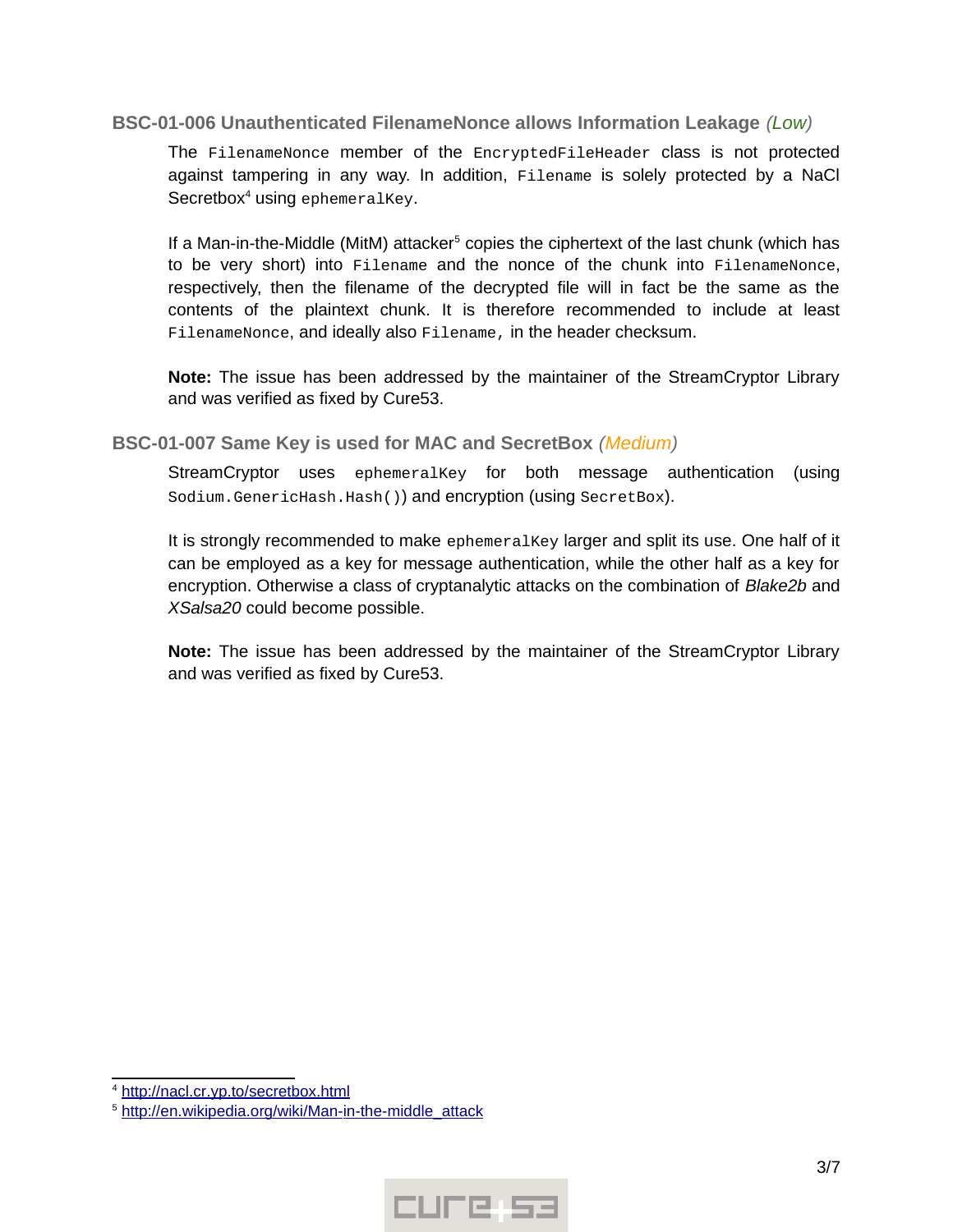### BSC-01-006 Unauthenticated FilenameNonce allows Information Leakage *(Low)*

The `FilenameNonce` member of the `EncryptedFileHeader` class is not protected against tampering in any way. In addition, `Filename` is solely protected by a NaCl Secretbox[4] using `ephemeralKey`.

If a Man-in-the-Middle (MitM) attacker[5] copies the ciphertext of the last chunk (which has to be very short) into `Filename` and the nonce of the chunk into `FilenameNonce`, respectively, then the filename of the decrypted file will in fact be the same as the contents of the plaintext chunk. It is therefore recommended to include at least `FilenameNonce`, and ideally also `Filename`, in the header checksum.

**Note:** The issue has been addressed by the maintainer of the StreamCryptor Library and was verified as fixed by Cure53.

### BSC-01-007 Same Key is used for MAC and SecretBox *(Medium)*

StreamCryptor uses `ephemeralKey` for both message authentication (using `Sodium.GenericHash.Hash()`) and encryption (using `SecretBox`).

It is strongly recommended to make `ephemeralKey` larger and split its use. One half of it can be employed as a key for message authentication, while the other half as a key for encryption. Otherwise a class of cryptanalytic attacks on the combination of *Blake2b* and *XSalsa20* could become possible.

**Note:** The issue has been addressed by the maintainer of the StreamCryptor Library and was verified as fixed by Cure53.

---

[4] http://nacl.cr.yp.to/secretbox.html

[5] http://en.wikipedia.org/wiki/Man-in-the-middle_attack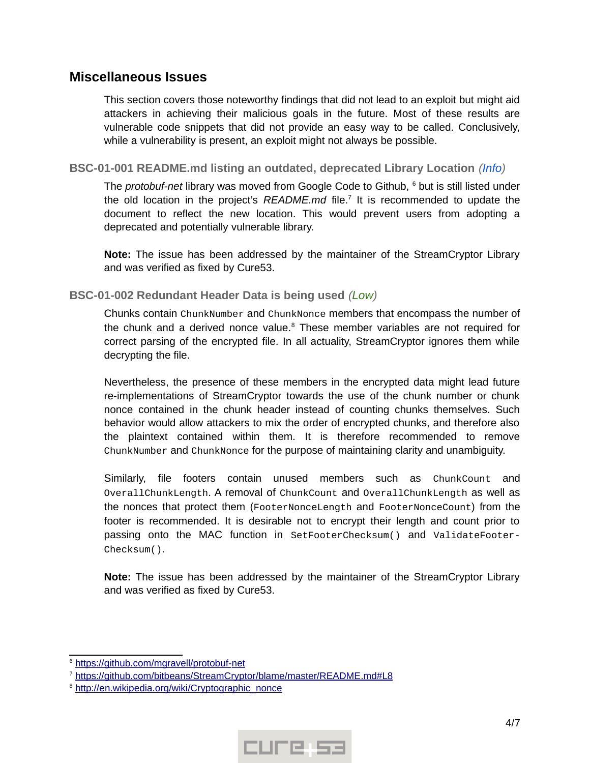## Miscellaneous Issues

This section covers those noteworthy findings that did not lead to an exploit but might aid attackers in achieving their malicious goals in the future. Most of these results are vulnerable code snippets that did not provide an easy way to be called. Conclusively, while a vulnerability is present, an exploit might not always be possible.

### BSC-01-001 README.md listing an outdated, deprecated Library Location *(Info)*

The *protobuf-net* library was moved from Google Code to Github, [6] but is still listed under the old location in the project's *README.md* file.[7] It is recommended to update the document to reflect the new location. This would prevent users from adopting a deprecated and potentially vulnerable library.

**Note:** The issue has been addressed by the maintainer of the StreamCryptor Library and was verified as fixed by Cure53.

### BSC-01-002 Redundant Header Data is being used *(Low)*

Chunks contain `ChunkNumber` and `ChunkNonce` members that encompass the number of the chunk and a derived nonce value.[8] These member variables are not required for correct parsing of the encrypted file. In all actuality, StreamCryptor ignores them while decrypting the file.

Nevertheless, the presence of these members in the encrypted data might lead future re-implementations of StreamCryptor towards the use of the chunk number or chunk nonce contained in the chunk header instead of counting chunks themselves. Such behavior would allow attackers to mix the order of encrypted chunks, and therefore also the plaintext contained within them. It is therefore recommended to remove `ChunkNumber` and `ChunkNonce` for the purpose of maintaining clarity and unambiguity.

Similarly, file footers contain unused members such as `ChunkCount` and `OverallChunkLength`. A removal of `ChunkCount` and `OverallChunkLength` as well as the nonces that protect them (`FooterNonceLength` and `FooterNonceCount`) from the footer is recommended. It is desirable not to encrypt their length and count prior to passing onto the MAC function in `SetFooterChecksum()` and `ValidateFooterChecksum()`.

**Note:** The issue has been addressed by the maintainer of the StreamCryptor Library and was verified as fixed by Cure53.

---

[6] https://github.com/mgravell/protobuf-net

[7] https://github.com/bitbeans/StreamCryptor/blame/master/README.md#L8

[8] http://en.wikipedia.org/wiki/Cryptographic_nonce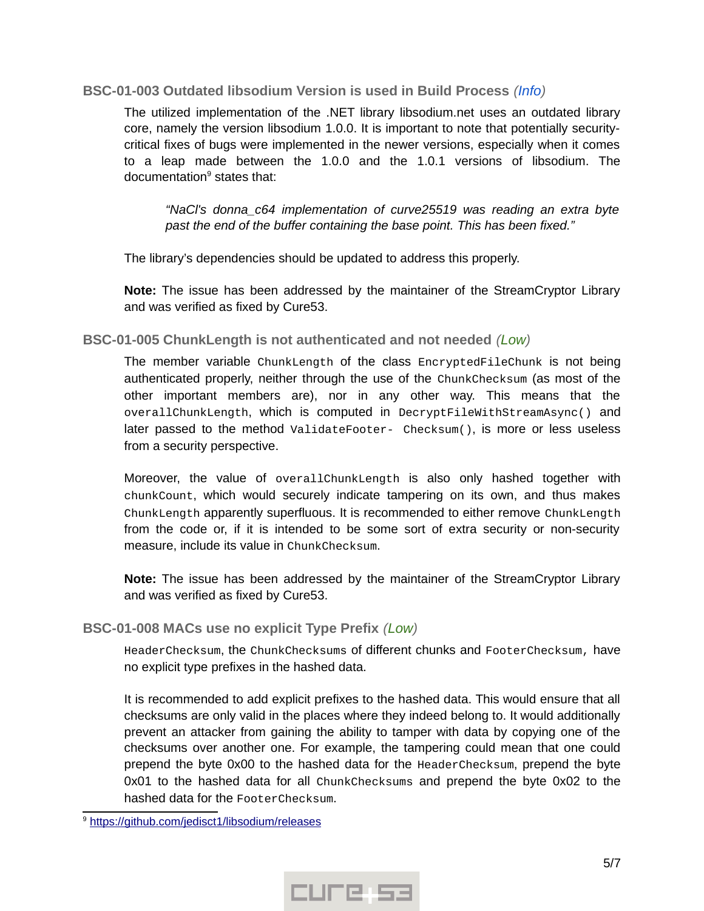### BSC-01-003 Outdated libsodium Version is used in Build Process *(Info)*

The utilized implementation of the .NET library libsodium.net uses an outdated library core, namely the version libsodium 1.0.0. It is important to note that potentially security-critical fixes of bugs were implemented in the newer versions, especially when it comes to a leap made between the 1.0.0 and the 1.0.1 versions of libsodium. The documentation[9] states that:

> *"NaCl's donna_c64 implementation of curve25519 was reading an extra byte past the end of the buffer containing the base point. This has been fixed."*

The library's dependencies should be updated to address this properly.

**Note:** The issue has been addressed by the maintainer of the StreamCryptor Library and was verified as fixed by Cure53.

### BSC-01-005 ChunkLength is not authenticated and not needed *(Low)*

The member variable `ChunkLength` of the class `EncryptedFileChunk` is not being authenticated properly, neither through the use of the `ChunkChecksum` (as most of the other important members are), nor in any other way. This means that `overallChunkLength`, which is computed in `DecryptFileWithStreamAsync()` and later passed to the method `ValidateFooter- Checksum()`, is more or less useless from a security perspective.

Moreover, the value of `overallChunkLength` is also only hashed together with `chunkCount`, which would securely indicate tampering on its own, and thus makes `ChunkLength` apparently superfluous. It is recommended to either remove `ChunkLength` from the code or, if it is intended to be some sort of extra security or non-security measure, include its value in `ChunkChecksum`.

**Note:** The issue has been addressed by the maintainer of the StreamCryptor Library and was verified as fixed by Cure53.

### BSC-01-008 MACs use no explicit Type Prefix *(Low)*

`HeaderChecksum`, the `ChunkChecksums` of different chunks and `FooterChecksum`, have no explicit type prefixes in the hashed data.

It is recommended to add explicit prefixes to the hashed data. This would ensure that all checksums are only valid in the places where they indeed belong to. It would additionally prevent an attacker from gaining the ability to tamper with data by copying one of the checksums over another one. For example, the tampering could mean that one could prepend the byte 0x00 to the hashed data for the `HeaderChecksum`, prepend the byte 0x01 to the hashed data for all `ChunkChecksums` and prepend the byte 0x02 to the hashed data for the `FooterChecksum`.

---

[9] https://github.com/jedisct1/libsodium/releases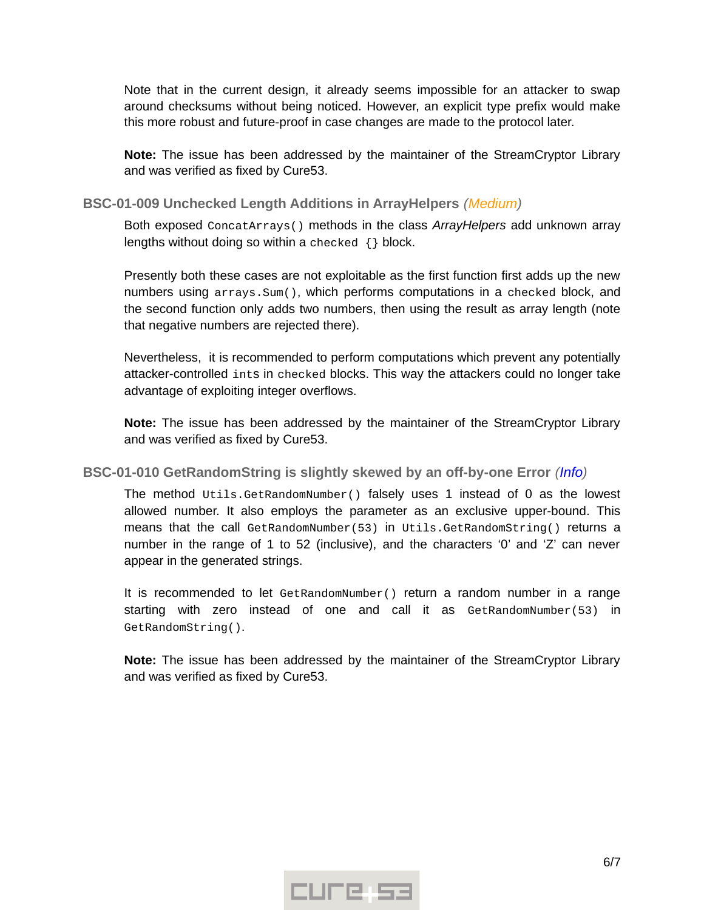Note that in the current design, it already seems impossible for an attacker to swap around checksums without being noticed. However, an explicit type prefix would make this more robust and future-proof in case changes are made to the protocol later.

**Note:** The issue has been addressed by the maintainer of the StreamCryptor Library and was verified as fixed by Cure53.

### BSC-01-009 Unchecked Length Additions in ArrayHelpers *(Medium)*

Both exposed `ConcatArrays()` methods in the class *ArrayHelpers* add unknown array lengths without doing so within a `checked {}` block.

Presently both these cases are not exploitable as the first function first adds up the new numbers using `arrays.Sum()`, which performs computations in a `checked` block, and the second function only adds two numbers, then using the result as array length (note that negative numbers are rejected there).

Nevertheless, it is recommended to perform computations which prevent any potentially attacker-controlled `ints` in `checked` blocks. This way the attackers could no longer take advantage of exploiting integer overflows.

**Note:** The issue has been addressed by the maintainer of the StreamCryptor Library and was verified as fixed by Cure53.

### BSC-01-010 GetRandomString is slightly skewed by an off-by-one Error *(Info)*

The method `Utils.GetRandomNumber()` falsely uses 1 instead of 0 as the lowest allowed number. It also employs the parameter as an exclusive upper-bound. This means that the call `GetRandomNumber(53)` in `Utils.GetRandomString()` returns a number in the range of 1 to 52 (inclusive), and the characters '0' and 'Z' can never appear in the generated strings.

It is recommended to let `GetRandomNumber()` return a random number in a range starting with zero instead of one and call it as `GetRandomNumber(53)` in `GetRandomString()`.

**Note:** The issue has been addressed by the maintainer of the StreamCryptor Library and was verified as fixed by Cure53.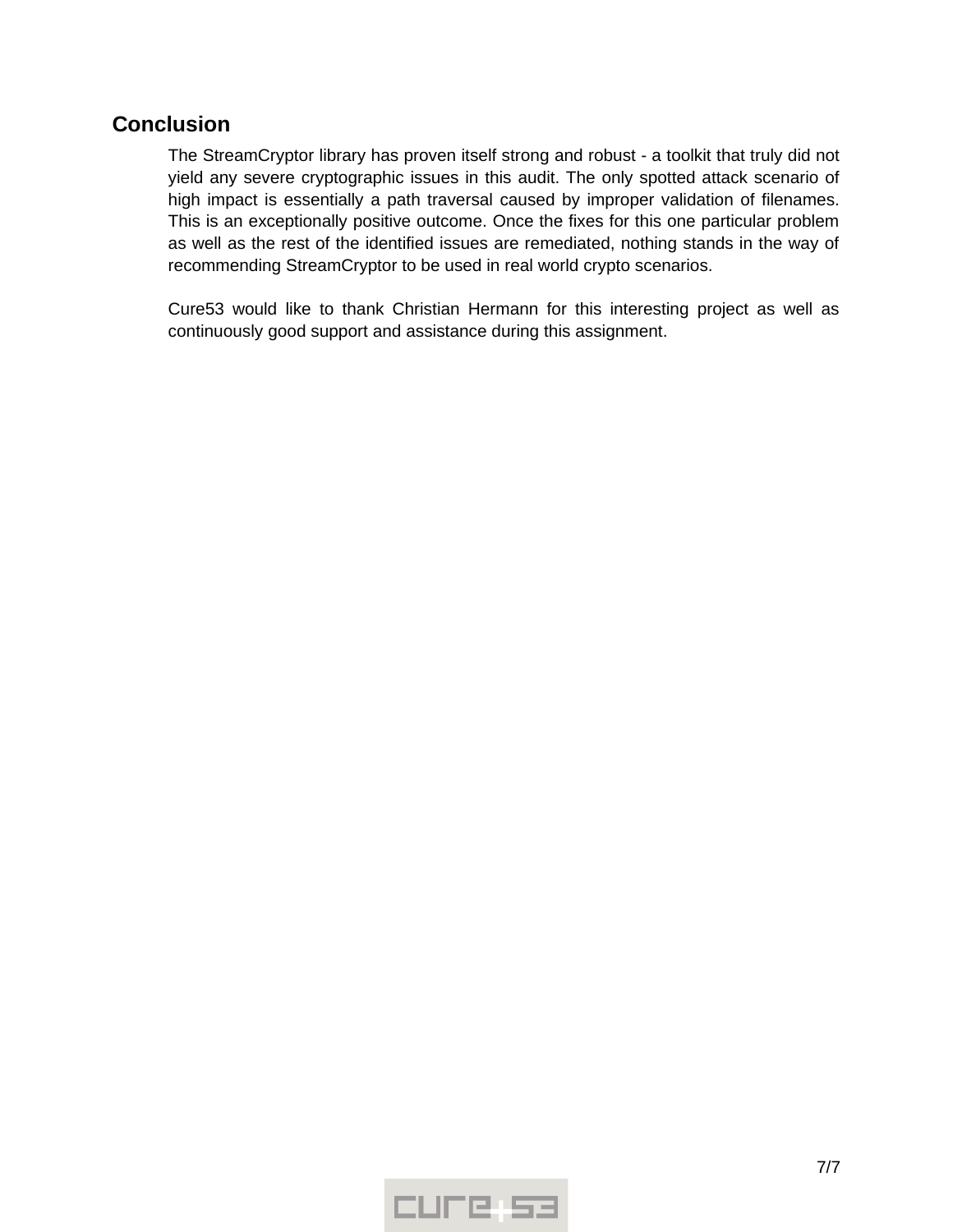## Conclusion

The StreamCryptor library has proven itself strong and robust - a toolkit that truly did not yield any severe cryptographic issues in this audit. The only spotted attack scenario of high impact is essentially a path traversal caused by improper validation of filenames. This is an exceptionally positive outcome. Once the fixes for this one particular problem as well as the rest of the identified issues are remediated, nothing stands in the way of recommending StreamCryptor to be used in real world crypto scenarios.

Cure53 would like to thank Christian Hermann for this interesting project as well as continuously good support and assistance during this assignment.